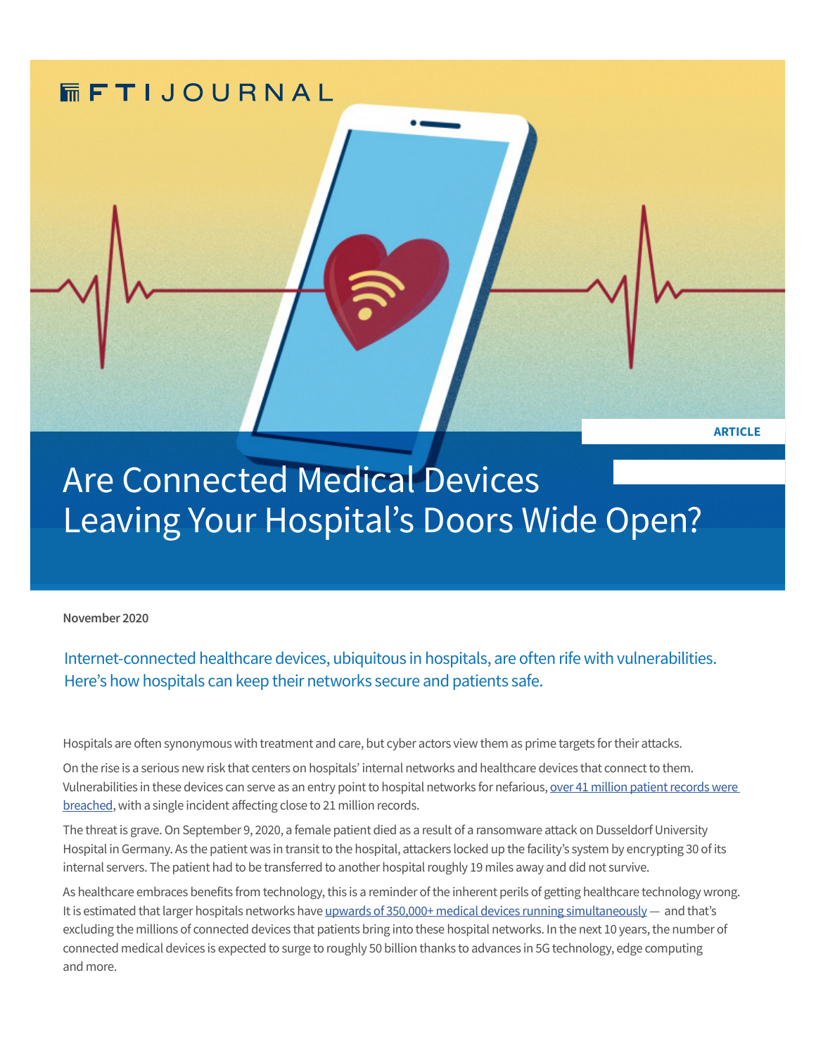FTI JOURNAL

ARTICLE

# Are Connected Medical Devices Leaving Your Hospital's Doors Wide Open?

**November 2020**

Internet-connected healthcare devices, ubiquitous in hospitals, are often rife with vulnerabilities. Here's how hospitals can keep their networks secure and patients safe.

Hospitals are often synonymous with treatment and care, but cyber actors view them as prime targets for their attacks.

On the rise is a serious new risk that centers on hospitals' internal networks and healthcare devices that connect to them. Vulnerabilities in these devices can serve as an entry point to hospital networks for nefarious, over 41 million patient records were breached, with a single incident affecting close to 21 million records.

The threat is grave. On September 9, 2020, a female patient died as a result of a ransomware attack on Dusseldorf University Hospital in Germany. As the patient was in transit to the hospital, attackers locked up the facility's system by encrypting 30 of its internal servers. The patient had to be transferred to another hospital roughly 19 miles away and did not survive.

As healthcare embraces benefits from technology, this is a reminder of the inherent perils of getting healthcare technology wrong. It is estimated that larger hospitals networks have upwards of 350,000+ medical devices running simultaneously — and that's excluding the millions of connected devices that patients bring into these hospital networks. In the next 10 years, the number of connected medical devices is expected to surge to roughly 50 billion thanks to advances in 5G technology, edge computing and more.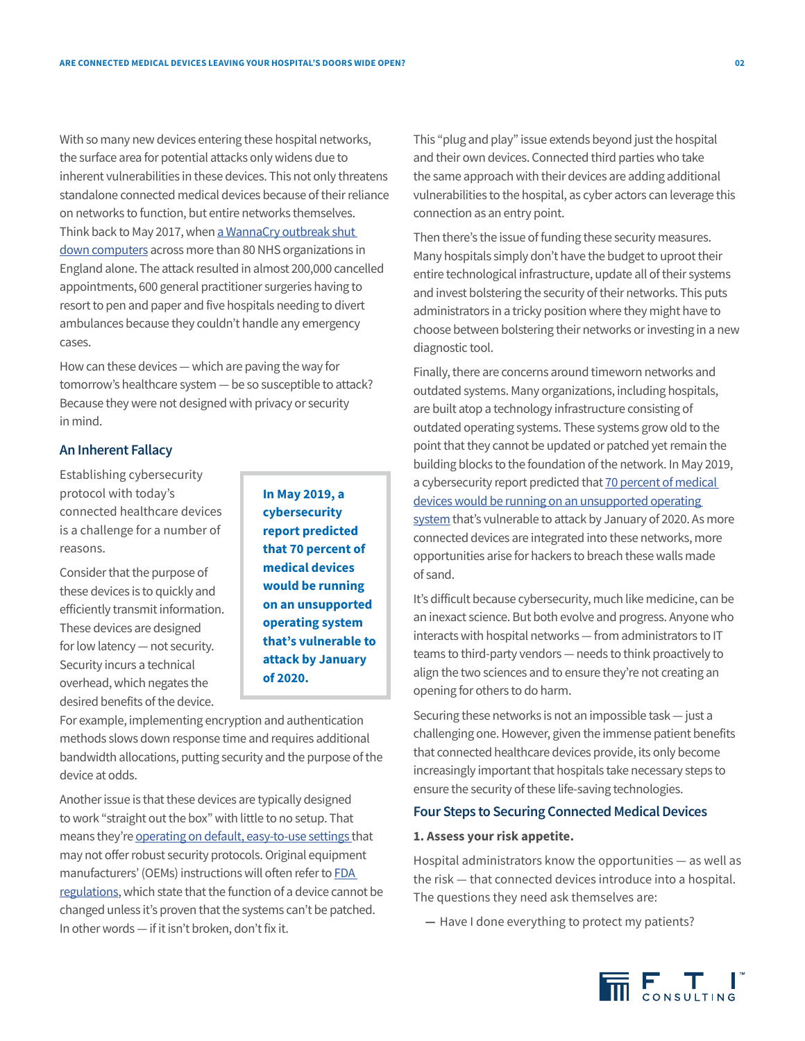With so many new devices entering these hospital networks, the surface area for potential attacks only widens due to inherent vulnerabilities in these devices. This not only threatens standalone connected medical devices because of their reliance on networks to function, but entire networks themselves. Think back to May 2017, when a WannaCry outbreak shut down computers across more than 80 NHS organizations in England alone. The attack resulted in almost 200,000 cancelled appointments, 600 general practitioner surgeries having to resort to pen and paper and five hospitals needing to divert ambulances because they couldn't handle any emergency cases.

How can these devices — which are paving the way for tomorrow's healthcare system — be so susceptible to attack? Because they were not designed with privacy or security in mind.

### An Inherent Fallacy

Establishing cybersecurity protocol with today's connected healthcare devices is a challenge for a number of reasons.

Consider that the purpose of these devices is to quickly and efficiently transmit information. These devices are designed for low latency — not security. Security incurs a technical overhead, which negates the desired benefits of the device. For example, implementing encryption and authentication methods slows down response time and requires additional bandwidth allocations, putting security and the purpose of the device at odds.

**In May 2019, a cybersecurity report predicted that 70 percent of medical devices would be running on an unsupported operating system that's vulnerable to attack by January of 2020.**

Another issue is that these devices are typically designed to work "straight out the box" with little to no setup. That means they're operating on default, easy-to-use settings that may not offer robust security protocols. Original equipment manufacturers' (OEMs) instructions will often refer to FDA regulations, which state that the function of a device cannot be changed unless it's proven that the systems can't be patched. In other words — if it isn't broken, don't fix it.

This "plug and play" issue extends beyond just the hospital and their own devices. Connected third parties who take the same approach with their devices are adding additional vulnerabilities to the hospital, as cyber actors can leverage this connection as an entry point.

Then there's the issue of funding these security measures. Many hospitals simply don't have the budget to uproot their entire technological infrastructure, update all of their systems and invest bolstering the security of their networks. This puts administrators in a tricky position where they might have to choose between bolstering their networks or investing in a new diagnostic tool.

Finally, there are concerns around timeworn networks and outdated systems. Many organizations, including hospitals, are built atop a technology infrastructure consisting of outdated operating systems. These systems grow old to the point that they cannot be updated or patched yet remain the building blocks to the foundation of the network. In May 2019, a cybersecurity report predicted that 70 percent of medical devices would be running on an unsupported operating system that's vulnerable to attack by January of 2020. As more connected devices are integrated into these networks, more opportunities arise for hackers to breach these walls made of sand.

It's difficult because cybersecurity, much like medicine, can be an inexact science. But both evolve and progress. Anyone who interacts with hospital networks — from administrators to IT teams to third-party vendors — needs to think proactively to align the two sciences and to ensure they're not creating an opening for others to do harm.

Securing these networks is not an impossible task — just a challenging one. However, given the immense patient benefits that connected healthcare devices provide, its only become increasingly important that hospitals take necessary steps to ensure the security of these life-saving technologies.

### Four Steps to Securing Connected Medical Devices

**1. Assess your risk appetite.**

Hospital administrators know the opportunities — as well as the risk — that connected devices introduce into a hospital. The questions they need ask themselves are:

- Have I done everything to protect my patients?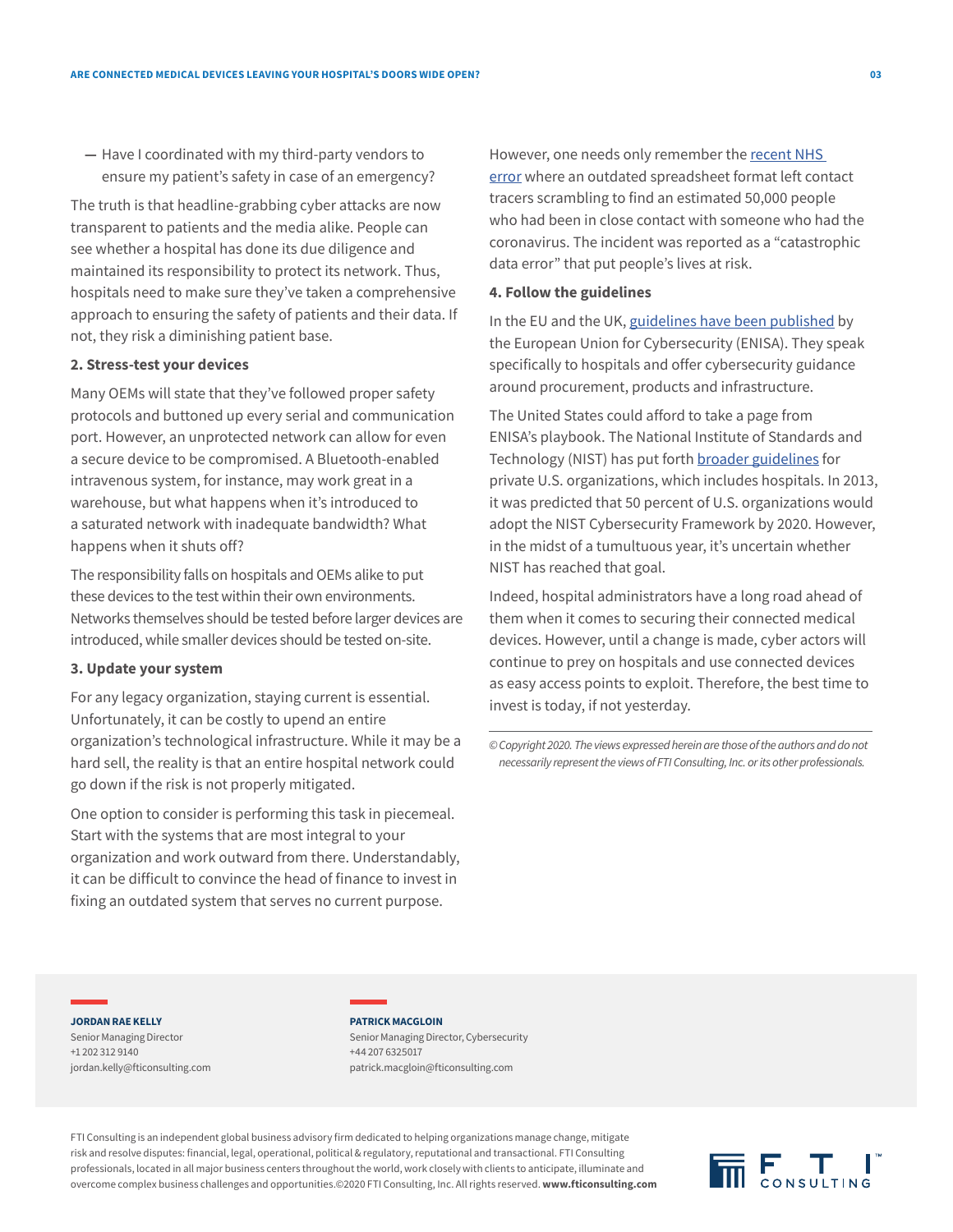- Have I coordinated with my third-party vendors to ensure my patient's safety in case of an emergency?

The truth is that headline-grabbing cyber attacks are now transparent to patients and the media alike. People can see whether a hospital has done its due diligence and maintained its responsibility to protect its network. Thus, hospitals need to make sure they've taken a comprehensive approach to ensuring the safety of patients and their data. If not, they risk a diminishing patient base.

**2. Stress-test your devices**

Many OEMs will state that they've followed proper safety protocols and buttoned up every serial and communication port. However, an unprotected network can allow for even a secure device to be compromised. A Bluetooth-enabled intravenous system, for instance, may work great in a warehouse, but what happens when it's introduced to a saturated network with inadequate bandwidth? What happens when it shuts off?

The responsibility falls on hospitals and OEMs alike to put these devices to the test within their own environments. Networks themselves should be tested before larger devices are introduced, while smaller devices should be tested on-site.

**3. Update your system**

For any legacy organization, staying current is essential. Unfortunately, it can be costly to upend an entire organization's technological infrastructure. While it may be a hard sell, the reality is that an entire hospital network could go down if the risk is not properly mitigated.

One option to consider is performing this task in piecemeal. Start with the systems that are most integral to your organization and work outward from there. Understandably, it can be difficult to convince the head of finance to invest in fixing an outdated system that serves no current purpose.

However, one needs only remember the recent NHS error where an outdated spreadsheet format left contact tracers scrambling to find an estimated 50,000 people who had been in close contact with someone who had the coronavirus. The incident was reported as a "catastrophic data error" that put people's lives at risk.

**4. Follow the guidelines**

In the EU and the UK, guidelines have been published by the European Union for Cybersecurity (ENISA). They speak specifically to hospitals and offer cybersecurity guidance around procurement, products and infrastructure.

The United States could afford to take a page from ENISA's playbook. The National Institute of Standards and Technology (NIST) has put forth broader guidelines for private U.S. organizations, which includes hospitals. In 2013, it was predicted that 50 percent of U.S. organizations would adopt the NIST Cybersecurity Framework by 2020. However, in the midst of a tumultuous year, it's uncertain whether NIST has reached that goal.

Indeed, hospital administrators have a long road ahead of them when it comes to securing their connected medical devices. However, until a change is made, cyber actors will continue to prey on hospitals and use connected devices as easy access points to exploit. Therefore, the best time to invest is today, if not yesterday.

---

*© Copyright 2020. The views expressed herein are those of the authors and do not necessarily represent the views of FTI Consulting, Inc. or its other professionals.*

**JORDAN RAE KELLY**
Senior Managing Director
+1 202 312 9140
jordan.kelly@fticonsulting.com

**PATRICK MACGLOIN**
Senior Managing Director, Cybersecurity
+44 207 6325017
patrick.macgloin@fticonsulting.com

FTI Consulting is an independent global business advisory firm dedicated to helping organizations manage change, mitigate risk and resolve disputes: financial, legal, operational, political & regulatory, reputational and transactional. FTI Consulting professionals, located in all major business centers throughout the world, work closely with clients to anticipate, illuminate and overcome complex business challenges and opportunities.©2020 FTI Consulting, Inc. All rights reserved. **www.fticonsulting.com**

FTI CONSULTING